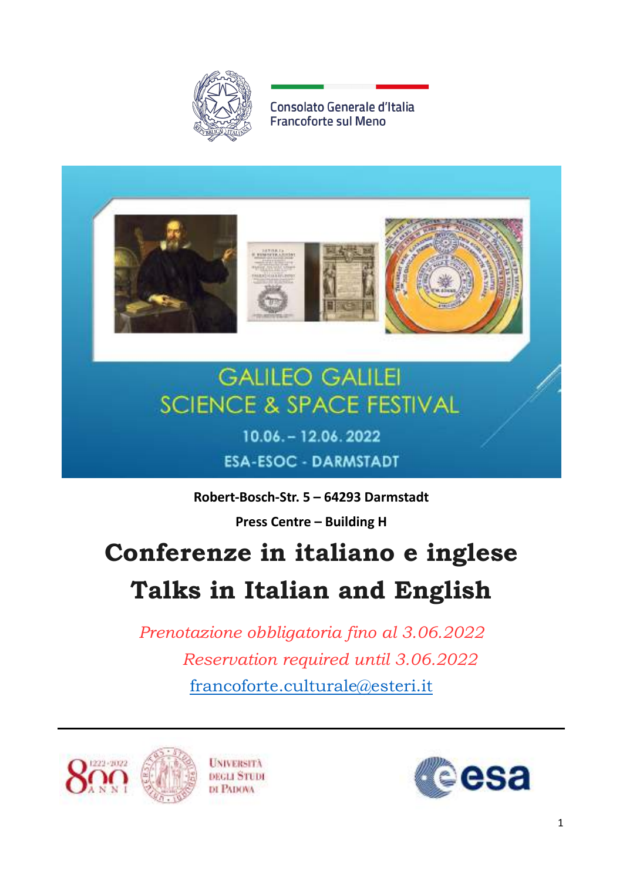Consolato Generale d'Italia
Francoforte sul Meno

GALILEO GALILEI
SCIENCE & SPACE FESTIVAL

10.06. – 12.06. 2022

ESA-ESOC - DARMSTADT

**Robert-Bosch-Str. 5 – 64293 Darmstadt**

**Press Centre – Building H**

# Conferenze in italiano e inglese

# Talks in Italian and English

*Prenotazione obbligatoria fino al 3.06.2022*

*Reservation required until 3.06.2022*

francoforte.culturale@esteri.it

---

800 ANNI 1222-2022 Università degli Studi di Padova

esa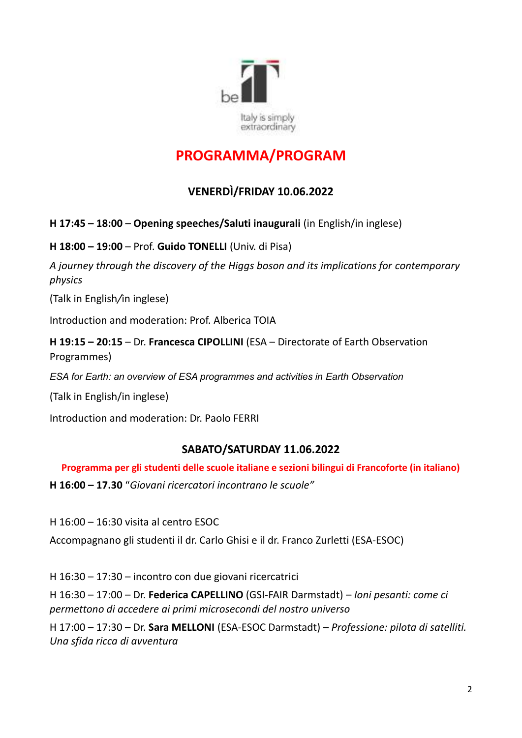# PROGRAMMA/PROGRAM

## VENERDÌ/FRIDAY 10.06.2022

**H 17:45 – 18:00** – **Opening speeches/Saluti inaugurali** (in English/in inglese)

**H 18:00 – 19:00** – Prof. **Guido TONELLI** (Univ. di Pisa)

*A journey through the discovery of the Higgs boson and its implications for contemporary physics*

(Talk in English/in inglese)

Introduction and moderation: Prof. Alberica TOIA

**H 19:15 – 20:15** – Dr. **Francesca CIPOLLINI** (ESA – Directorate of Earth Observation Programmes)

*ESA for Earth: an overview of ESA programmes and activities in Earth Observation*

(Talk in English/in inglese)

Introduction and moderation: Dr. Paolo FERRI

## SABATO/SATURDAY 11.06.2022

**Programma per gli studenti delle scuole italiane e sezioni bilingui di Francoforte (in italiano)**

**H 16:00 – 17.30** "*Giovani ricercatori incontrano le scuole"*

H 16:00 – 16:30 visita al centro ESOC

Accompagnano gli studenti il dr. Carlo Ghisi e il dr. Franco Zurletti (ESA-ESOC)

H 16:30 – 17:30 – incontro con due giovani ricercatrici

H 16:30 – 17:00 – Dr. **Federica CAPELLINO** (GSI-FAIR Darmstadt) – *Ioni pesanti: come ci permettono di accedere ai primi microsecondi del nostro universo*

H 17:00 – 17:30 – Dr. **Sara MELLONI** (ESA-ESOC Darmstadt) – *Professione: pilota di satelliti. Una sfida ricca di avventura*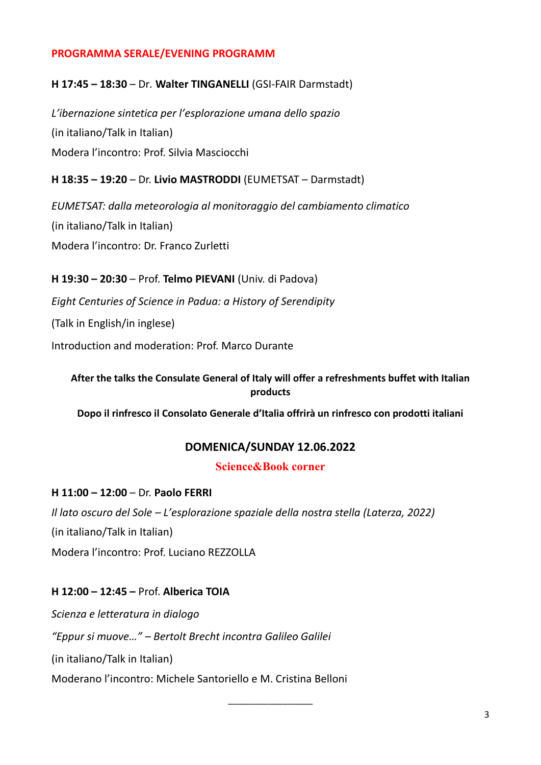## PROGRAMMA SERALE/EVENING PROGRAMM

**H 17:45 – 18:30** – Dr. **Walter TINGANELLI** (GSI-FAIR Darmstadt)

*L'ibernazione sintetica per l'esplorazione umana dello spazio*

(in italiano/Talk in Italian)

Modera l'incontro: Prof. Silvia Masciocchi

**H 18:35 – 19:20** – Dr. **Livio MASTRODDI** (EUMETSAT – Darmstadt)

*EUMETSAT: dalla meteorologia al monitoraggio del cambiamento climatico*

(in italiano/Talk in Italian)

Modera l'incontro: Dr. Franco Zurletti

**H 19:30 – 20:30** – Prof. **Telmo PIEVANI** (Univ. di Padova)

*Eight Centuries of Science in Padua: a History of Serendipity*

(Talk in English/in inglese)

Introduction and moderation: Prof. Marco Durante

**After the talks the Consulate General of Italy will offer a refreshments buffet with Italian products**

**Dopo il rinfresco il Consolato Generale d'Italia offrirà un rinfresco con prodotti italiani**

## DOMENICA/SUNDAY 12.06.2022

### Science&Book corner

**H 11:00 – 12:00** – Dr. **Paolo FERRI**

*Il lato oscuro del Sole – L'esplorazione spaziale della nostra stella (Laterza, 2022)*

(in italiano/Talk in Italian)

Modera l'incontro: Prof. Luciano REZZOLLA

**H 12:00 – 12:45 –** Prof. **Alberica TOIA**

*Scienza e letteratura in dialogo*

*"Eppur si muove…" – Bertolt Brecht incontra Galileo Galilei*

(in italiano/Talk in Italian)

Moderano l'incontro: Michele Santoriello e M. Cristina Belloni

_______________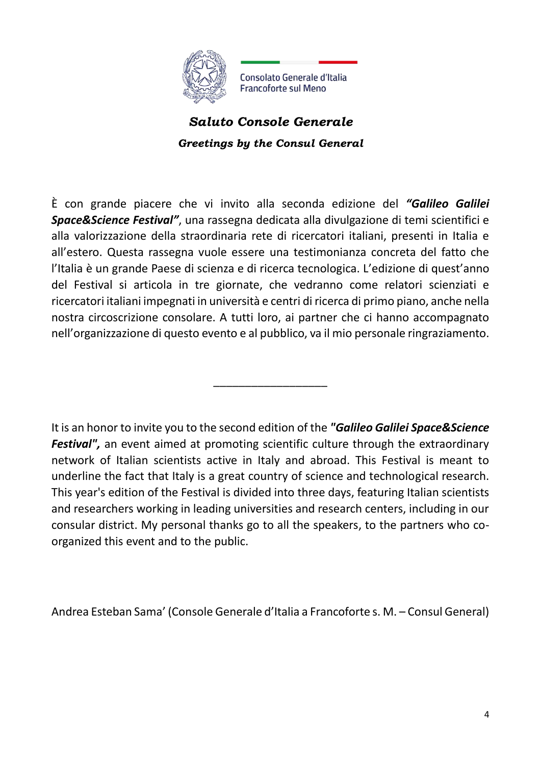Consolato Generale d'Italia
Francoforte sul Meno

## *Saluto Console Generale*

### *Greetings by the Consul General*

È con grande piacere che vi invito alla seconda edizione del ***"Galileo Galilei Space&Science Festival"***, una rassegna dedicata alla divulgazione di temi scientifici e alla valorizzazione della straordinaria rete di ricercatori italiani, presenti in Italia e all'estero. Questa rassegna vuole essere una testimonianza concreta del fatto che l'Italia è un grande Paese di scienza e di ricerca tecnologica. L'edizione di quest'anno del Festival si articola in tre giornate, che vedranno come relatori scienziati e ricercatori italiani impegnati in università e centri di ricerca di primo piano, anche nella nostra circoscrizione consolare. A tutti loro, ai partner che ci hanno accompagnato nell'organizzazione di questo evento e al pubblico, va il mio personale ringraziamento.

___________________

It is an honor to invite you to the second edition of the ***"Galileo Galilei Space&Science Festival",*** an event aimed at promoting scientific culture through the extraordinary network of Italian scientists active in Italy and abroad. This Festival is meant to underline the fact that Italy is a great country of science and technological research. This year's edition of the Festival is divided into three days, featuring Italian scientists and researchers working in leading universities and research centers, including in our consular district. My personal thanks go to all the speakers, to the partners who co-organized this event and to the public.

Andrea Esteban Sama' (Console Generale d'Italia a Francoforte s. M. – Consul General)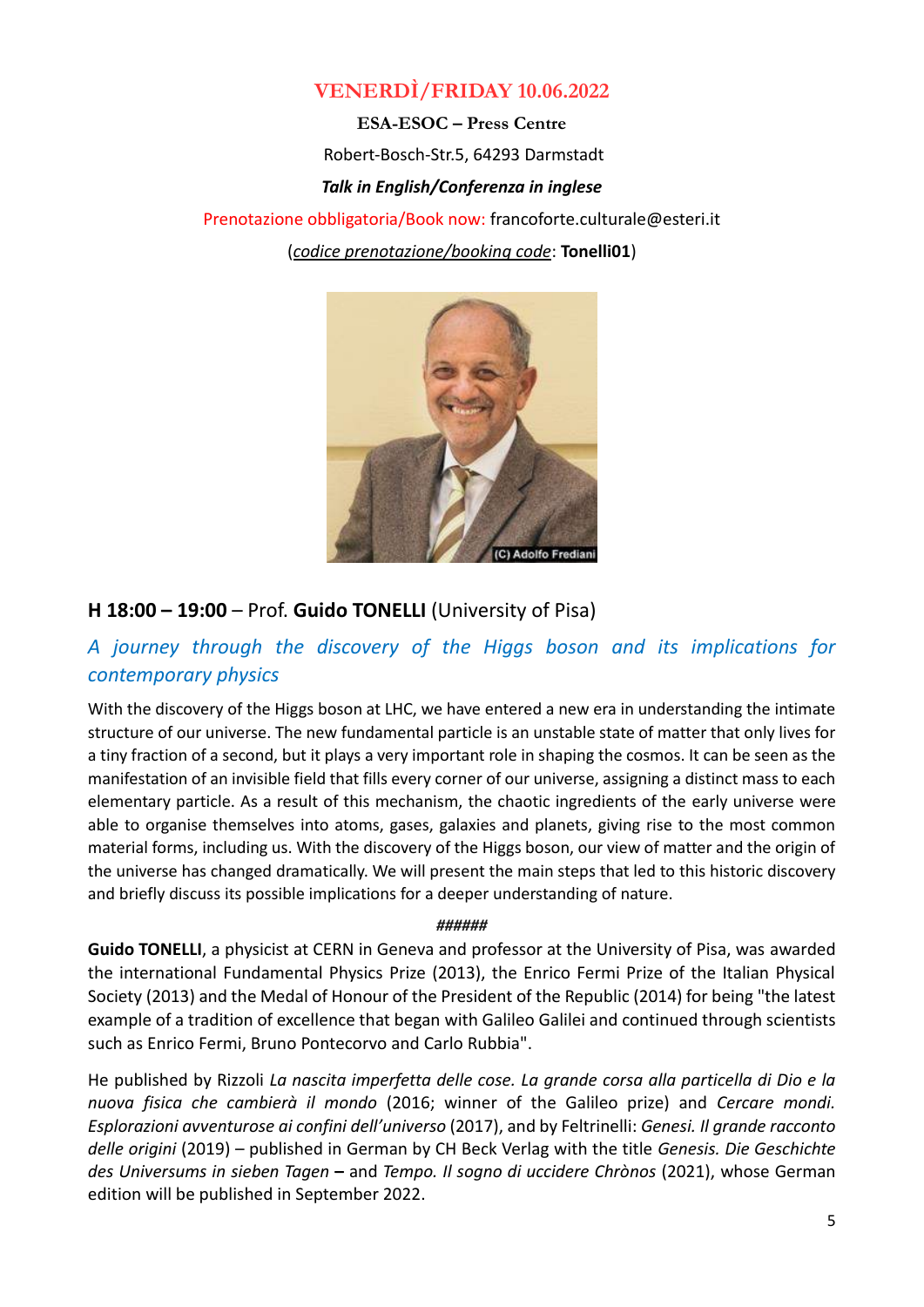## VENERDÌ/FRIDAY 10.06.2022

**ESA-ESOC – Press Centre**

Robert-Bosch-Str.5, 64293 Darmstadt

***Talk in English/Conferenza in inglese***

Prenotazione obbligatoria/Book now: francoforte.culturale@esteri.it

(*codice prenotazione/booking code*: **Tonelli01**)

### H 18:00 – 19:00 – Prof. **Guido TONELLI** (University of Pisa)

### *A journey through the discovery of the Higgs boson and its implications for contemporary physics*

With the discovery of the Higgs boson at LHC, we have entered a new era in understanding the intimate structure of our universe. The new fundamental particle is an unstable state of matter that only lives for a tiny fraction of a second, but it plays a very important role in shaping the cosmos. It can be seen as the manifestation of an invisible field that fills every corner of our universe, assigning a distinct mass to each elementary particle. As a result of this mechanism, the chaotic ingredients of the early universe were able to organise themselves into atoms, gases, galaxies and planets, giving rise to the most common material forms, including us. With the discovery of the Higgs boson, our view of matter and the origin of the universe has changed dramatically. We will present the main steps that led to this historic discovery and briefly discuss its possible implications for a deeper understanding of nature.

***######***

**Guido TONELLI**, a physicist at CERN in Geneva and professor at the University of Pisa, was awarded the international Fundamental Physics Prize (2013), the Enrico Fermi Prize of the Italian Physical Society (2013) and the Medal of Honour of the President of the Republic (2014) for being "the latest example of a tradition of excellence that began with Galileo Galilei and continued through scientists such as Enrico Fermi, Bruno Pontecorvo and Carlo Rubbia".

He published by Rizzoli *La nascita imperfetta delle cose. La grande corsa alla particella di Dio e la nuova fisica che cambierà il mondo* (2016; winner of the Galileo prize) and *Cercare mondi. Esplorazioni avventurose ai confini dell'universo* (2017), and by Feltrinelli: *Genesi. Il grande racconto delle origini* (2019) – published in German by CH Beck Verlag with the title *Genesis. Die Geschichte des Universums in sieben Tagen* **–** and *Tempo. Il sogno di uccidere Chrònos* (2021), whose German edition will be published in September 2022.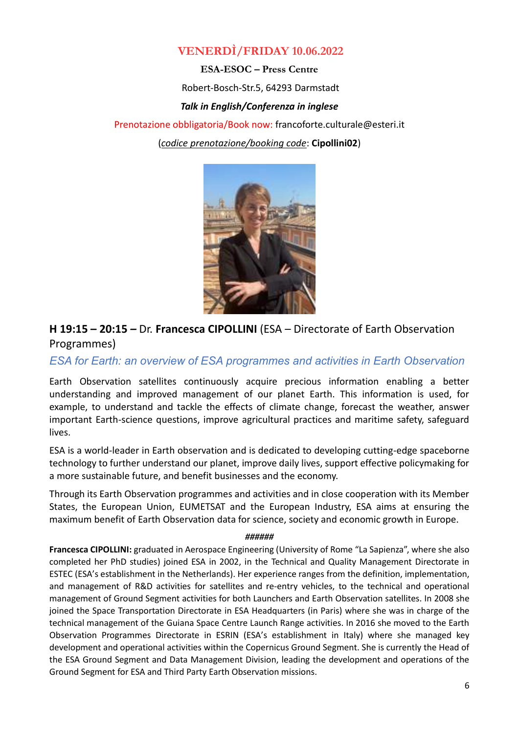## VENERDÌ/FRIDAY 10.06.2022

**ESA-ESOC – Press Centre**

Robert-Bosch-Str.5, 64293 Darmstadt

***Talk in English/Conferenza in inglese***

Prenotazione obbligatoria/Book now: francoforte.culturale@esteri.it

(*codice prenotazione/booking code*: **Cipollini02**)

### **H 19:15 – 20:15 –** Dr. **Francesca CIPOLLINI** (ESA – Directorate of Earth Observation Programmes)

*ESA for Earth: an overview of ESA programmes and activities in Earth Observation*

Earth Observation satellites continuously acquire precious information enabling a better understanding and improved management of our planet Earth. This information is used, for example, to understand and tackle the effects of climate change, forecast the weather, answer important Earth-science questions, improve agricultural practices and maritime safety, safeguard lives.

ESA is a world-leader in Earth observation and is dedicated to developing cutting-edge spaceborne technology to further understand our planet, improve daily lives, support effective policymaking for a more sustainable future, and benefit businesses and the economy.

Through its Earth Observation programmes and activities and in close cooperation with its Member States, the European Union, EUMETSAT and the European Industry, ESA aims at ensuring the maximum benefit of Earth Observation data for science, society and economic growth in Europe.

*######*

**Francesca CIPOLLINI:** graduated in Aerospace Engineering (University of Rome "La Sapienza", where she also completed her PhD studies) joined ESA in 2002, in the Technical and Quality Management Directorate in ESTEC (ESA's establishment in the Netherlands). Her experience ranges from the definition, implementation, and management of R&D activities for satellites and re-entry vehicles, to the technical and operational management of Ground Segment activities for both Launchers and Earth Observation satellites. In 2008 she joined the Space Transportation Directorate in ESA Headquarters (in Paris) where she was in charge of the technical management of the Guiana Space Centre Launch Range activities. In 2016 she moved to the Earth Observation Programmes Directorate in ESRIN (ESA's establishment in Italy) where she managed key development and operational activities within the Copernicus Ground Segment. She is currently the Head of the ESA Ground Segment and Data Management Division, leading the development and operations of the Ground Segment for ESA and Third Party Earth Observation missions.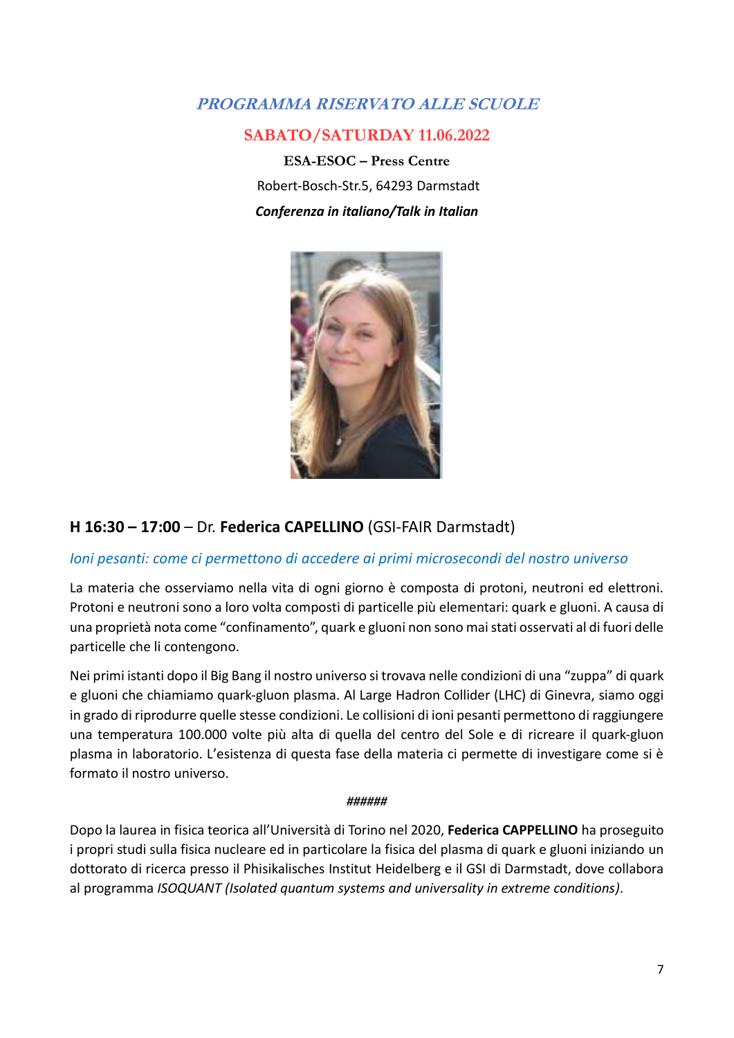## *PROGRAMMA RISERVATO ALLE SCUOLE*

### SABATO/SATURDAY 11.06.2022

**ESA-ESOC – Press Centre**

Robert-Bosch-Str.5, 64293 Darmstadt

***Conferenza in italiano/Talk in Italian***

### H 16:30 – 17:00 – Dr. **Federica CAPELLINO** (GSI-FAIR Darmstadt)

*Ioni pesanti: come ci permettono di accedere ai primi microsecondi del nostro universo*

La materia che osserviamo nella vita di ogni giorno è composta di protoni, neutroni ed elettroni. Protoni e neutroni sono a loro volta composti di particelle più elementari: quark e gluoni. A causa di una proprietà nota come "confinamento", quark e gluoni non sono mai stati osservati al di fuori delle particelle che li contengono.

Nei primi istanti dopo il Big Bang il nostro universo si trovava nelle condizioni di una "zuppa" di quark e gluoni che chiamiamo quark-gluon plasma. Al Large Hadron Collider (LHC) di Ginevra, siamo oggi in grado di riprodurre quelle stesse condizioni. Le collisioni di ioni pesanti permettono di raggiungere una temperatura 100.000 volte più alta di quella del centro del Sole e di ricreare il quark-gluon plasma in laboratorio. L'esistenza di questa fase della materia ci permette di investigare come si è formato il nostro universo.

***######***

Dopo la laurea in fisica teorica all'Università di Torino nel 2020, **Federica CAPPELLINO** ha proseguito i propri studi sulla fisica nucleare ed in particolare la fisica del plasma di quark e gluoni iniziando un dottorato di ricerca presso il Phisikalisches Institut Heidelberg e il GSI di Darmstadt, dove collabora al programma *ISOQUANT (Isolated quantum systems and universality in extreme conditions)*.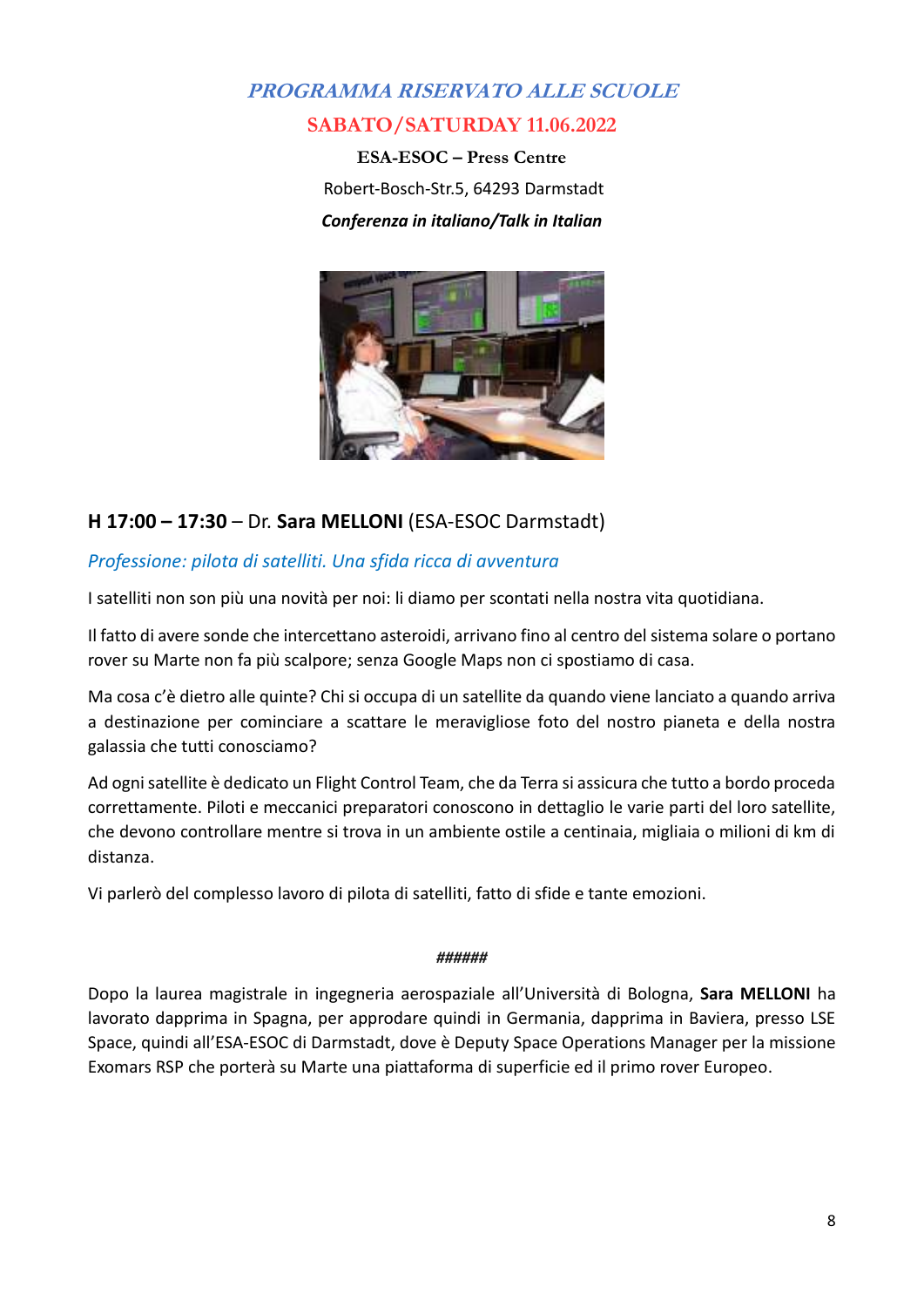# *PROGRAMMA RISERVATO ALLE SCUOLE*

## SABATO/SATURDAY 11.06.2022

**ESA-ESOC – Press Centre**

Robert-Bosch-Str.5, 64293 Darmstadt

***Conferenza in italiano/Talk in Italian***

### **H 17:00 – 17:30** – Dr. **Sara MELLONI** (ESA-ESOC Darmstadt)

*Professione: pilota di satelliti. Una sfida ricca di avventura*

I satelliti non son più una novità per noi: li diamo per scontati nella nostra vita quotidiana.

Il fatto di avere sonde che intercettano asteroidi, arrivano fino al centro del sistema solare o portano rover su Marte non fa più scalpore; senza Google Maps non ci spostiamo di casa.

Ma cosa c'è dietro alle quinte? Chi si occupa di un satellite da quando viene lanciato a quando arriva a destinazione per cominciare a scattare le meravigliose foto del nostro pianeta e della nostra galassia che tutti conosciamo?

Ad ogni satellite è dedicato un Flight Control Team, che da Terra si assicura che tutto a bordo proceda correttamente. Piloti e meccanici preparatori conoscono in dettaglio le varie parti del loro satellite, che devono controllare mentre si trova in un ambiente ostile a centinaia, migliaia o milioni di km di distanza.

Vi parlerò del complesso lavoro di pilota di satelliti, fatto di sfide e tante emozioni.

***######***

Dopo la laurea magistrale in ingegneria aerospaziale all'Università di Bologna, **Sara MELLONI** ha lavorato dapprima in Spagna, per approdare quindi in Germania, dapprima in Baviera, presso LSE Space, quindi all'ESA-ESOC di Darmstadt, dove è Deputy Space Operations Manager per la missione Exomars RSP che porterà su Marte una piattaforma di superficie ed il primo rover Europeo.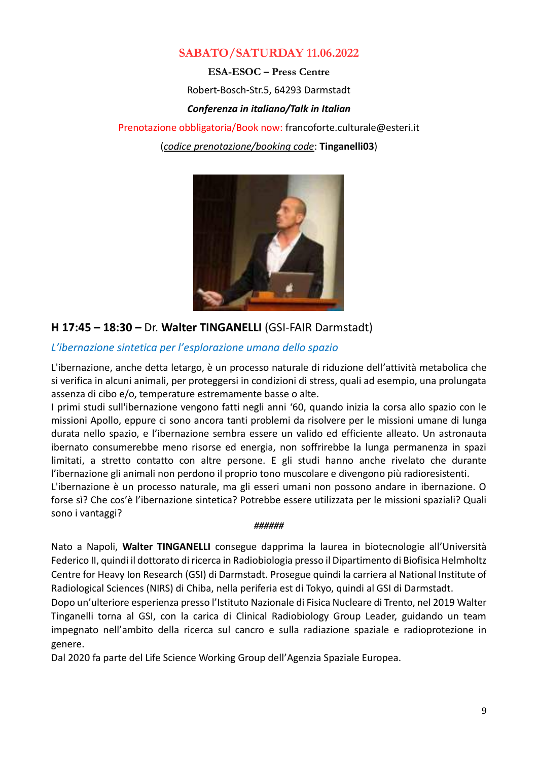## SABATO/SATURDAY 11.06.2022

**ESA-ESOC – Press Centre**

Robert-Bosch-Str.5, 64293 Darmstadt

***Conferenza in italiano/Talk in Italian***

Prenotazione obbligatoria/Book now: francoforte.culturale@esteri.it

(*codice prenotazione/booking code*: **Tinganelli03**)

### H 17:45 – 18:30 – Dr. Walter TINGANELLI (GSI-FAIR Darmstadt)

*L'ibernazione sintetica per l'esplorazione umana dello spazio*

L'ibernazione, anche detta letargo, è un processo naturale di riduzione dell'attività metabolica che si verifica in alcuni animali, per proteggersi in condizioni di stress, quali ad esempio, una prolungata assenza di cibo e/o, temperature estremamente basse o alte.
I primi studi sull'ibernazione vengono fatti negli anni '60, quando inizia la corsa allo spazio con le missioni Apollo, eppure ci sono ancora tanti problemi da risolvere per le missioni umane di lunga durata nello spazio, e l'ibernazione sembra essere un valido ed efficiente alleato. Un astronauta ibernato consumerebbe meno risorse ed energia, non soffrirebbe la lunga permanenza in spazi limitati, a stretto contatto con altre persone. E gli studi hanno anche rivelato che durante l'ibernazione gli animali non perdono il proprio tono muscolare e divengono più radioresistenti.
L'ibernazione è un processo naturale, ma gli esseri umani non possono andare in ibernazione. O forse sì? Che cos'è l'ibernazione sintetica? Potrebbe essere utilizzata per le missioni spaziali? Quali sono i vantaggi?

***######***

Nato a Napoli, **Walter TINGANELLI** consegue dapprima la laurea in biotecnologie all'Università Federico II, quindi il dottorato di ricerca in Radiobiologia presso il Dipartimento di Biofisica Helmholtz Centre for Heavy Ion Research (GSI) di Darmstadt. Prosegue quindi la carriera al National Institute of Radiological Sciences (NIRS) di Chiba, nella periferia est di Tokyo, quindi al GSI di Darmstadt.
Dopo un'ulteriore esperienza presso l'Istituto Nazionale di Fisica Nucleare di Trento, nel 2019 Walter Tinganelli torna al GSI, con la carica di Clinical Radiobiology Group Leader, guidando un team impegnato nell'ambito della ricerca sul cancro e sulla radiazione spaziale e radioprotezione in genere.
Dal 2020 fa parte del Life Science Working Group dell'Agenzia Spaziale Europea.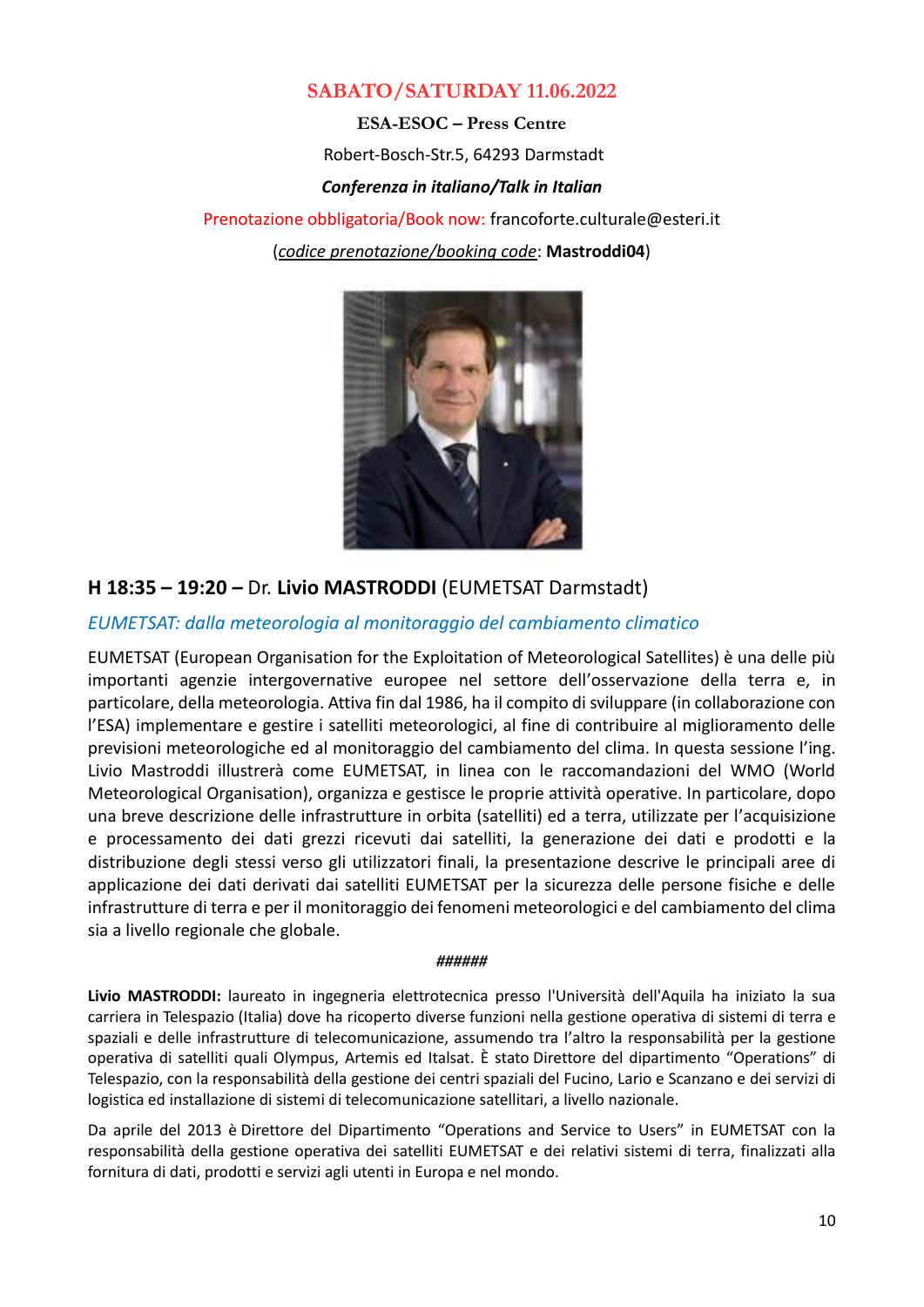## SABATO/SATURDAY 11.06.2022

**ESA-ESOC – Press Centre**

Robert-Bosch-Str.5, 64293 Darmstadt

***Conferenza in italiano/Talk in Italian***

Prenotazione obbligatoria/Book now: francoforte.culturale@esteri.it

(*codice prenotazione/booking code*: **Mastroddi04**)

### H 18:35 – 19:20 – Dr. **Livio MASTRODDI** (EUMETSAT Darmstadt)

*EUMETSAT: dalla meteorologia al monitoraggio del cambiamento climatico*

EUMETSAT (European Organisation for the Exploitation of Meteorological Satellites) è una delle più importanti agenzie intergovernative europee nel settore dell'osservazione della terra e, in particolare, della meteorologia. Attiva fin dal 1986, ha il compito di sviluppare (in collaborazione con l'ESA) implementare e gestire i satelliti meteorologici, al fine di contribuire al miglioramento delle previsioni meteorologiche ed al monitoraggio del cambiamento del clima. In questa sessione l'ing. Livio Mastroddi illustrerà come EUMETSAT, in linea con le raccomandazioni del WMO (World Meteorological Organisation), organizza e gestisce le proprie attività operative. In particolare, dopo una breve descrizione delle infrastrutture in orbita (satelliti) ed a terra, utilizzate per l'acquisizione e processamento dei dati grezzi ricevuti dai satelliti, la generazione dei dati e prodotti e la distribuzione degli stessi verso gli utilizzatori finali, la presentazione descrive le principali aree di applicazione dei dati derivati dai satelliti EUMETSAT per la sicurezza delle persone fisiche e delle infrastrutture di terra e per il monitoraggio dei fenomeni meteorologici e del cambiamento del clima sia a livello regionale che globale.

***######***

**Livio MASTRODDI:** laureato in ingegneria elettrotecnica presso l'Università dell'Aquila ha iniziato la sua carriera in Telespazio (Italia) dove ha ricoperto diverse funzioni nella gestione operativa di sistemi di terra e spaziali e delle infrastrutture di telecomunicazione, assumendo tra l'altro la responsabilità per la gestione operativa di satelliti quali Olympus, Artemis ed Italsat. È stato Direttore del dipartimento "Operations" di Telespazio, con la responsabilità della gestione dei centri spaziali del Fucino, Lario e Scanzano e dei servizi di logistica ed installazione di sistemi di telecomunicazione satellitari, a livello nazionale.

Da aprile del 2013 è Direttore del Dipartimento "Operations and Service to Users" in EUMETSAT con la responsabilità della gestione operativa dei satelliti EUMETSAT e dei relativi sistemi di terra, finalizzati alla fornitura di dati, prodotti e servizi agli utenti in Europa e nel mondo.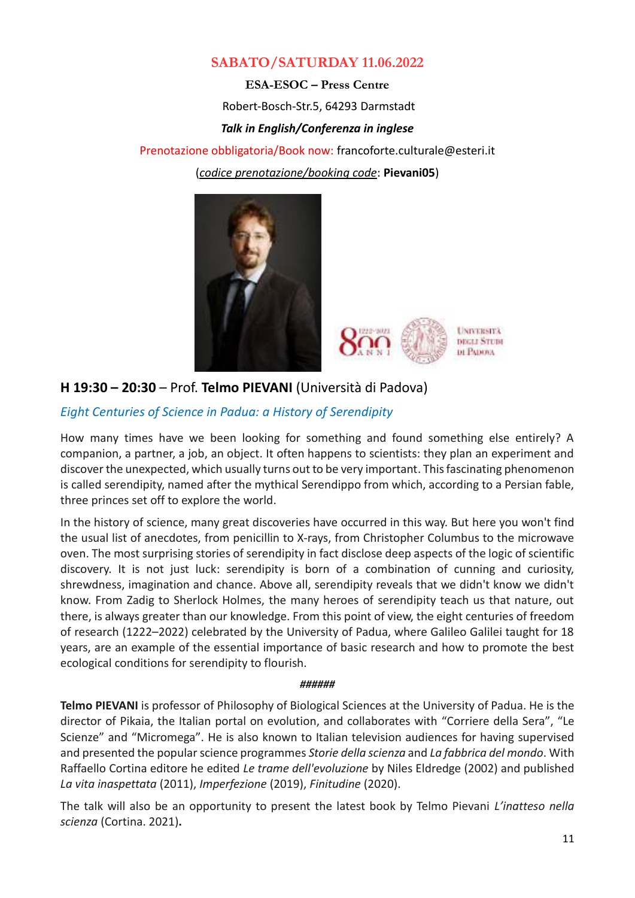## SABATO/SATURDAY 11.06.2022

**ESA-ESOC – Press Centre**

Robert-Bosch-Str.5, 64293 Darmstadt

***Talk in English/Conferenza in inglese***

Prenotazione obbligatoria/Book now: francoforte.culturale@esteri.it

(*codice prenotazione/booking code*: **Pievani05**)

### H 19:30 – 20:30 – Prof. **Telmo PIEVANI** (Università di Padova)

*Eight Centuries of Science in Padua: a History of Serendipity*

How many times have we been looking for something and found something else entirely? A companion, a partner, a job, an object. It often happens to scientists: they plan an experiment and discover the unexpected, which usually turns out to be very important. This fascinating phenomenon is called serendipity, named after the mythical Serendippo from which, according to a Persian fable, three princes set off to explore the world.

In the history of science, many great discoveries have occurred in this way. But here you won't find the usual list of anecdotes, from penicillin to X-rays, from Christopher Columbus to the microwave oven. The most surprising stories of serendipity in fact disclose deep aspects of the logic of scientific discovery. It is not just luck: serendipity is born of a combination of cunning and curiosity, shrewdness, imagination and chance. Above all, serendipity reveals that we didn't know we didn't know. From Zadig to Sherlock Holmes, the many heroes of serendipity teach us that nature, out there, is always greater than our knowledge. From this point of view, the eight centuries of freedom of research (1222–2022) celebrated by the University of Padua, where Galileo Galilei taught for 18 years, are an example of the essential importance of basic research and how to promote the best ecological conditions for serendipity to flourish.

***######***

**Telmo PIEVANI** is professor of Philosophy of Biological Sciences at the University of Padua. He is the director of Pikaia, the Italian portal on evolution, and collaborates with "Corriere della Sera", "Le Scienze" and "Micromega". He is also known to Italian television audiences for having supervised and presented the popular science programmes *Storie della scienza* and *La fabbrica del mondo*. With Raffaello Cortina editore he edited *Le trame dell'evoluzione* by Niles Eldredge (2002) and published *La vita inaspettata* (2011), *Imperfezione* (2019), *Finitudine* (2020).

The talk will also be an opportunity to present the latest book by Telmo Pievani *L'inatteso nella scienza* (Cortina. 2021)**.**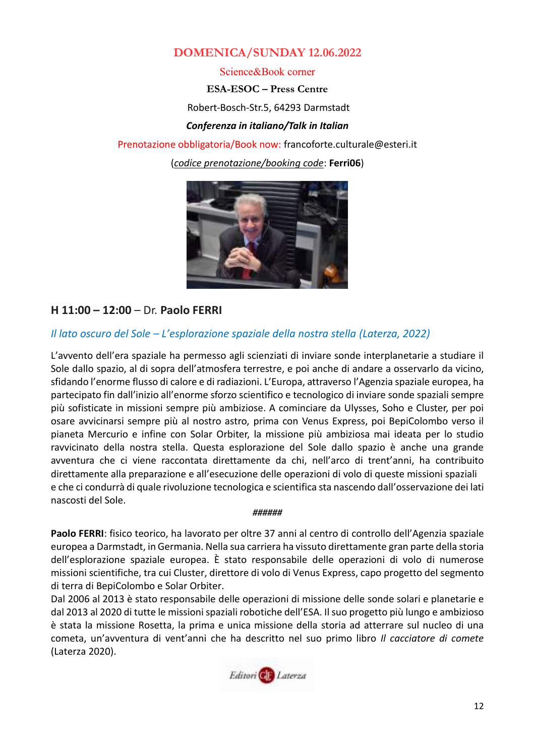## DOMENICA/SUNDAY 12.06.2022

Science&Book corner

**ESA-ESOC – Press Centre**

Robert-Bosch-Str.5, 64293 Darmstadt

***Conferenza in italiano/Talk in Italian***

Prenotazione obbligatoria/Book now: francoforte.culturale@esteri.it

(*codice prenotazione/booking code*: **Ferri06**)

### H 11:00 – 12:00 – Dr. **Paolo FERRI**

*Il lato oscuro del Sole – L'esplorazione spaziale della nostra stella (Laterza, 2022)*

L'avvento dell'era spaziale ha permesso agli scienziati di inviare sonde interplanetarie a studiare il Sole dallo spazio, al di sopra dell'atmosfera terrestre, e poi anche di andare a osservarlo da vicino, sfidando l'enorme flusso di calore e di radiazioni. L'Europa, attraverso l'Agenzia spaziale europea, ha partecipato fin dall'inizio all'enorme sforzo scientifico e tecnologico di inviare sonde spaziali sempre più sofisticate in missioni sempre più ambiziose. A cominciare da Ulysses, Soho e Cluster, per poi osare avvicinarsi sempre più al nostro astro, prima con Venus Express, poi BepiColombo verso il pianeta Mercurio e infine con Solar Orbiter, la missione più ambiziosa mai ideata per lo studio ravvicinato della nostra stella. Questa esplorazione del Sole dallo spazio è anche una grande avventura che ci viene raccontata direttamente da chi, nell'arco di trent'anni, ha contribuito direttamente alla preparazione e all'esecuzione delle operazioni di volo di queste missioni spaziali e che ci condurrà di quale rivoluzione tecnologica e scientifica sta nascendo dall'osservazione dei lati nascosti del Sole.

***######***

**Paolo FERRI**: fisico teorico, ha lavorato per oltre 37 anni al centro di controllo dell'Agenzia spaziale europea a Darmstadt, in Germania. Nella sua carriera ha vissuto direttamente gran parte della storia dell'esplorazione spaziale europea. È stato responsabile delle operazioni di volo di numerose missioni scientifiche, tra cui Cluster, direttore di volo di Venus Express, capo progetto del segmento di terra di BepiColombo e Solar Orbiter.

Dal 2006 al 2013 è stato responsabile delle operazioni di missione delle sonde solari e planetarie e dal 2013 al 2020 di tutte le missioni spaziali robotiche dell'ESA. Il suo progetto più lungo e ambizioso è stata la missione Rosetta, la prima e unica missione della storia ad atterrare sul nucleo di una cometa, un'avventura di vent'anni che ha descritto nel suo primo libro *Il cacciatore di comete* (Laterza 2020).

Editori Laterza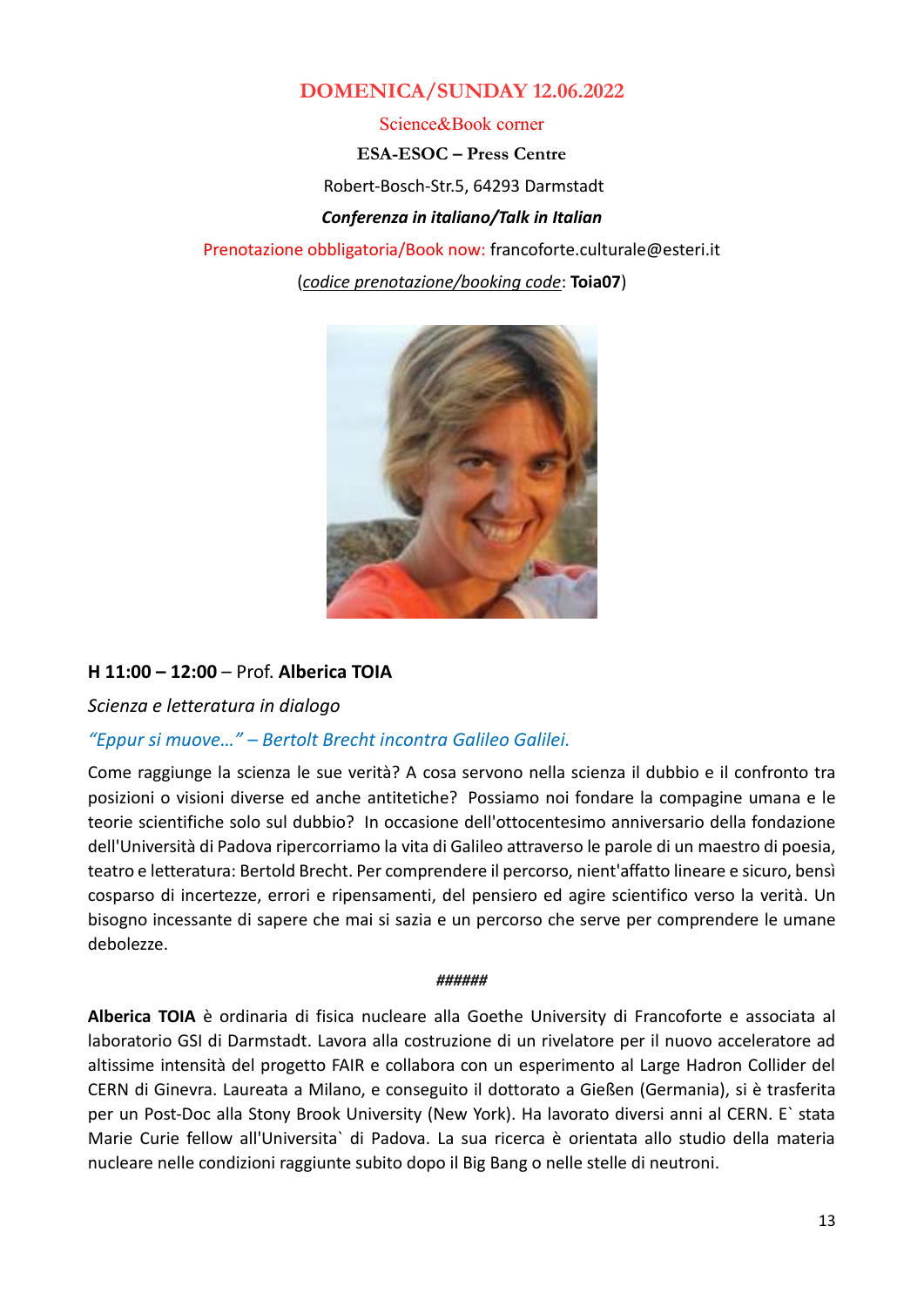## DOMENICA/SUNDAY 12.06.2022

Science&Book corner

**ESA-ESOC – Press Centre**

Robert-Bosch-Str.5, 64293 Darmstadt

***Conferenza in italiano/Talk in Italian***

Prenotazione obbligatoria/Book now: francoforte.culturale@esteri.it

(*codice prenotazione/booking code*: **Toia07**)

**H 11:00 – 12:00** – Prof. **Alberica TOIA**

*Scienza e letteratura in dialogo*

*"Eppur si muove…" – Bertolt Brecht incontra Galileo Galilei.*

Come raggiunge la scienza le sue verità? A cosa servono nella scienza il dubbio e il confronto tra posizioni o visioni diverse ed anche antitetiche? Possiamo noi fondare la compagine umana e le teorie scientifiche solo sul dubbio? In occasione dell'ottocentesimo anniversario della fondazione dell'Università di Padova ripercorriamo la vita di Galileo attraverso le parole di un maestro di poesia, teatro e letteratura: Bertold Brecht. Per comprendere il percorso, nient'affatto lineare e sicuro, bensì cosparso di incertezze, errori e ripensamenti, del pensiero ed agire scientifico verso la verità. Un bisogno incessante di sapere che mai si sazia e un percorso che serve per comprendere le umane debolezze.

***######***

**Alberica TOIA** è ordinaria di fisica nucleare alla Goethe University di Francoforte e associata al laboratorio GSI di Darmstadt. Lavora alla costruzione di un rivelatore per il nuovo acceleratore ad altissime intensità del progetto FAIR e collabora con un esperimento al Large Hadron Collider del CERN di Ginevra. Laureata a Milano, e conseguito il dottorato a Gießen (Germania), si è trasferita per un Post-Doc alla Stony Brook University (New York). Ha lavorato diversi anni al CERN. E` stata Marie Curie fellow all'Universita` di Padova. La sua ricerca è orientata allo studio della materia nucleare nelle condizioni raggiunte subito dopo il Big Bang o nelle stelle di neutroni.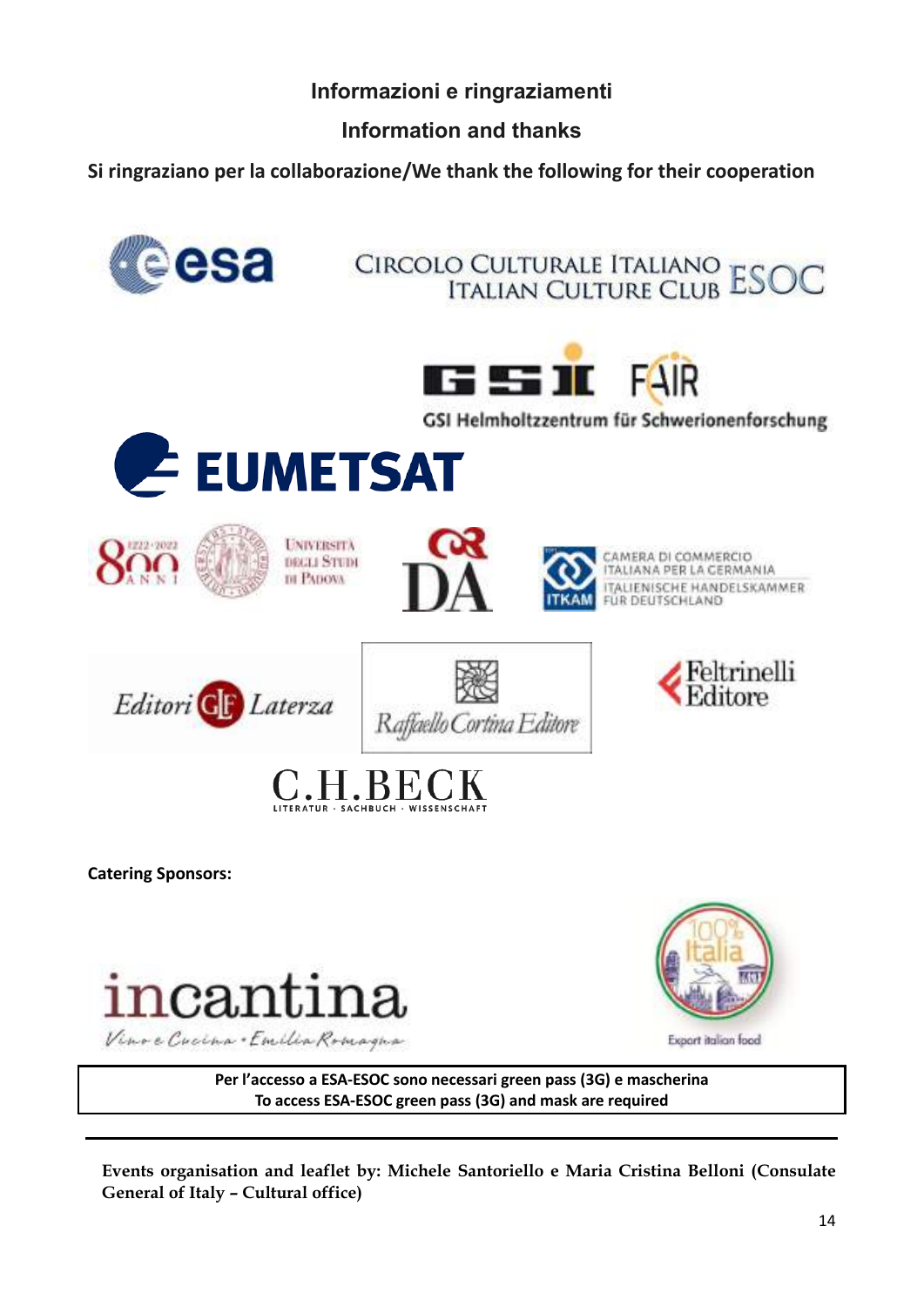## Informazioni e ringraziamenti

## Information and thanks

**Si ringraziano per la collaborazione/We thank the following for their cooperation**

esa

CIRCOLO CULTURALE ITALIANO ITALIAN CULTURE CLUB ESOC

GSI FAIR

GSI Helmholtzzentrum für Schwerionenforschung

EUMETSAT

1222-2022 800 ANNI UNIVERSITÀ DEGLI STUDI DI PADOVA

DA

ITKAM CAMERA DI COMMERCIO ITALIANA PER LA GERMANIA ITALIENISCHE HANDELSKAMMER FÜR DEUTSCHLAND

Editori Laterza

Raffaello Cortina Editore

Feltrinelli Editore

C.H.BECK LITERATUR · SACHBUCH · WISSENSCHAFT

**Catering Sponsors:**

incantina Vino e Cucina • Emilia Romagna

100% Italia Export italian food

**Per l'accesso a ESA-ESOC sono necessari green pass (3G) e mascherina**
**To access ESA-ESOC green pass (3G) and mask are required**

---

**Events organisation and leaflet by: Michele Santoriello e Maria Cristina Belloni (Consulate General of Italy – Cultural office)**